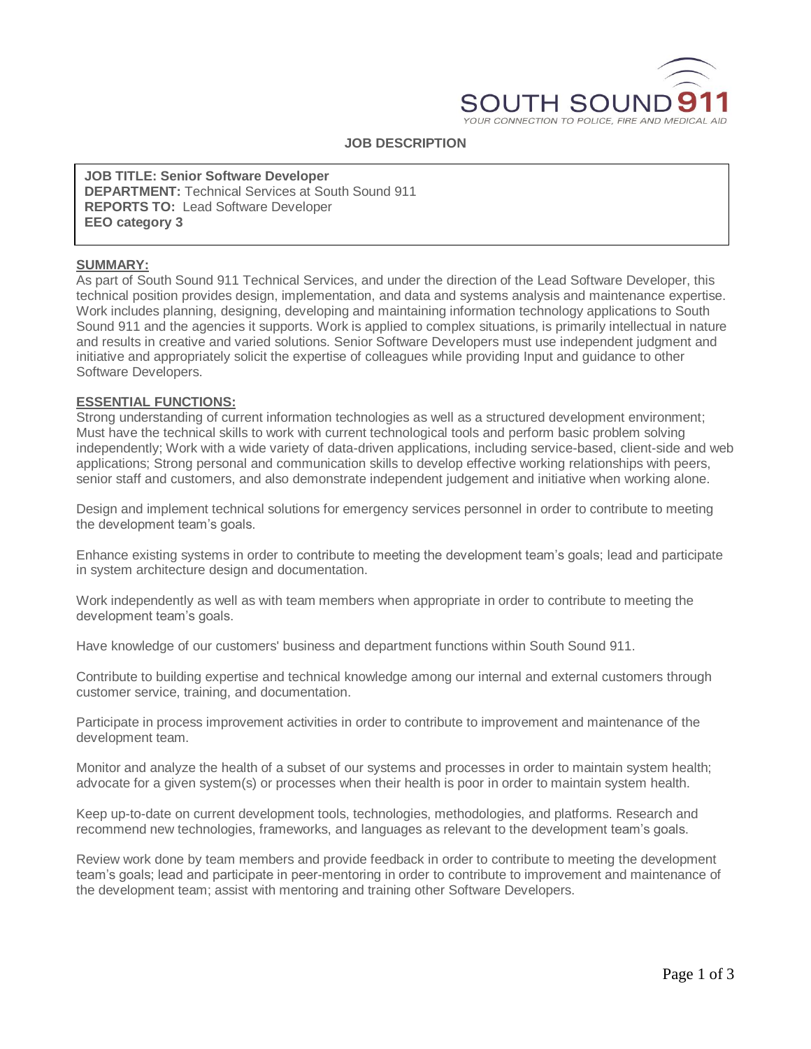SOUTH SOUND 911

YOUR CONNECTION TO POLICE, FIRE AND MEDICAL AID

# JOB DESCRIPTION

**JOB TITLE: Senior Software Developer**
**DEPARTMENT:** Technical Services at South Sound 911
**REPORTS TO:** Lead Software Developer
**EEO category 3**

## SUMMARY:

As part of South Sound 911 Technical Services, and under the direction of the Lead Software Developer, this technical position provides design, implementation, and data and systems analysis and maintenance expertise. Work includes planning, designing, developing and maintaining information technology applications to South Sound 911 and the agencies it supports. Work is applied to complex situations, is primarily intellectual in nature and results in creative and varied solutions. Senior Software Developers must use independent judgment and initiative and appropriately solicit the expertise of colleagues while providing Input and guidance to other Software Developers.

## ESSENTIAL FUNCTIONS:

Strong understanding of current information technologies as well as a structured development environment; Must have the technical skills to work with current technological tools and perform basic problem solving independently; Work with a wide variety of data-driven applications, including service-based, client-side and web applications; Strong personal and communication skills to develop effective working relationships with peers, senior staff and customers, and also demonstrate independent judgement and initiative when working alone.

Design and implement technical solutions for emergency services personnel in order to contribute to meeting the development team's goals.

Enhance existing systems in order to contribute to meeting the development team's goals; lead and participate in system architecture design and documentation.

Work independently as well as with team members when appropriate in order to contribute to meeting the development team's goals.

Have knowledge of our customers' business and department functions within South Sound 911.

Contribute to building expertise and technical knowledge among our internal and external customers through customer service, training, and documentation.

Participate in process improvement activities in order to contribute to improvement and maintenance of the development team.

Monitor and analyze the health of a subset of our systems and processes in order to maintain system health; advocate for a given system(s) or processes when their health is poor in order to maintain system health.

Keep up-to-date on current development tools, technologies, methodologies, and platforms. Research and recommend new technologies, frameworks, and languages as relevant to the development team's goals.

Review work done by team members and provide feedback in order to contribute to meeting the development team's goals; lead and participate in peer-mentoring in order to contribute to improvement and maintenance of the development team; assist with mentoring and training other Software Developers.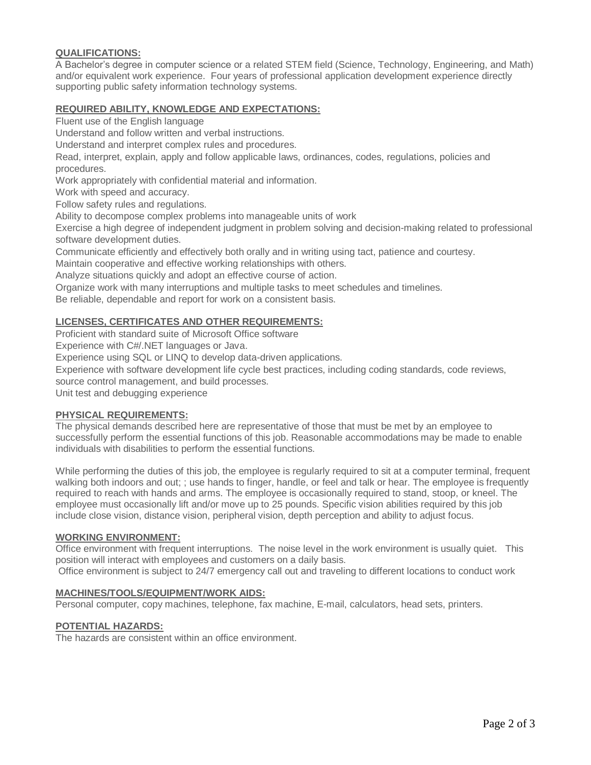**QUALIFICATIONS:**

A Bachelor's degree in computer science or a related STEM field (Science, Technology, Engineering, and Math) and/or equivalent work experience. Four years of professional application development experience directly supporting public safety information technology systems.

**REQUIRED ABILITY, KNOWLEDGE AND EXPECTATIONS:**

Fluent use of the English language

Understand and follow written and verbal instructions.

Understand and interpret complex rules and procedures.

Read, interpret, explain, apply and follow applicable laws, ordinances, codes, regulations, policies and procedures.

Work appropriately with confidential material and information.

Work with speed and accuracy.

Follow safety rules and regulations.

Ability to decompose complex problems into manageable units of work

Exercise a high degree of independent judgment in problem solving and decision-making related to professional software development duties.

Communicate efficiently and effectively both orally and in writing using tact, patience and courtesy.

Maintain cooperative and effective working relationships with others.

Analyze situations quickly and adopt an effective course of action.

Organize work with many interruptions and multiple tasks to meet schedules and timelines.

Be reliable, dependable and report for work on a consistent basis.

**LICENSES, CERTIFICATES AND OTHER REQUIREMENTS:**

Proficient with standard suite of Microsoft Office software

Experience with C#/.NET languages or Java.

Experience using SQL or LINQ to develop data-driven applications.

Experience with software development life cycle best practices, including coding standards, code reviews, source control management, and build processes.

Unit test and debugging experience

**PHYSICAL REQUIREMENTS:**

The physical demands described here are representative of those that must be met by an employee to successfully perform the essential functions of this job. Reasonable accommodations may be made to enable individuals with disabilities to perform the essential functions.

While performing the duties of this job, the employee is regularly required to sit at a computer terminal, frequent walking both indoors and out; ; use hands to finger, handle, or feel and talk or hear. The employee is frequently required to reach with hands and arms. The employee is occasionally required to stand, stoop, or kneel. The employee must occasionally lift and/or move up to 25 pounds. Specific vision abilities required by this job include close vision, distance vision, peripheral vision, depth perception and ability to adjust focus.

**WORKING ENVIRONMENT:**

Office environment with frequent interruptions. The noise level in the work environment is usually quiet. This position will interact with employees and customers on a daily basis.

Office environment is subject to 24/7 emergency call out and traveling to different locations to conduct work

**MACHINES/TOOLS/EQUIPMENT/WORK AIDS:**

Personal computer, copy machines, telephone, fax machine, E-mail, calculators, head sets, printers.

**POTENTIAL HAZARDS:**

The hazards are consistent within an office environment.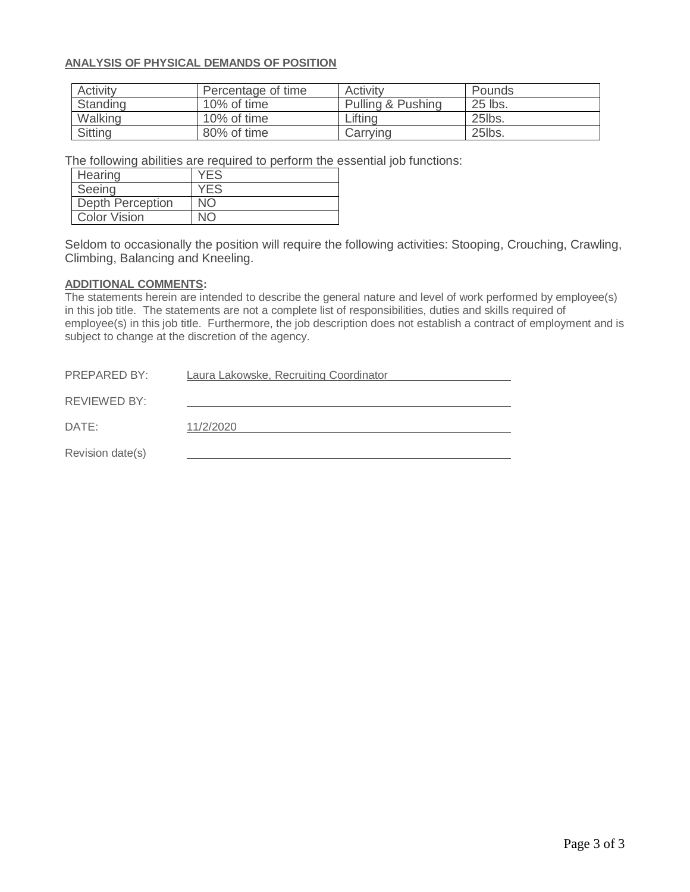**ANALYSIS OF PHYSICAL DEMANDS OF POSITION**

| Activity | Percentage of time | Activity | Pounds |
|---|---|---|---|
| Standing | 10% of time | Pulling & Pushing | 25 lbs. |
| Walking | 10% of time | Lifting | 25lbs. |
| Sitting | 80% of time | Carrying | 25lbs. |

The following abilities are required to perform the essential job functions:

| | |
|---|---|
| Hearing | YES |
| Seeing | YES |
| Depth Perception | NO |
| Color Vision | NO |

Seldom to occasionally the position will require the following activities: Stooping, Crouching, Crawling, Climbing, Balancing and Kneeling.

**ADDITIONAL COMMENTS:**

The statements herein are intended to describe the general nature and level of work performed by employee(s) in this job title. The statements are not a complete list of responsibilities, duties and skills required of employee(s) in this job title. Furthermore, the job description does not establish a contract of employment and is subject to change at the discretion of the agency.

PREPARED BY: Laura Lakowske, Recruiting Coordinator

REVIEWED BY:

DATE: 11/2/2020

Revision date(s)